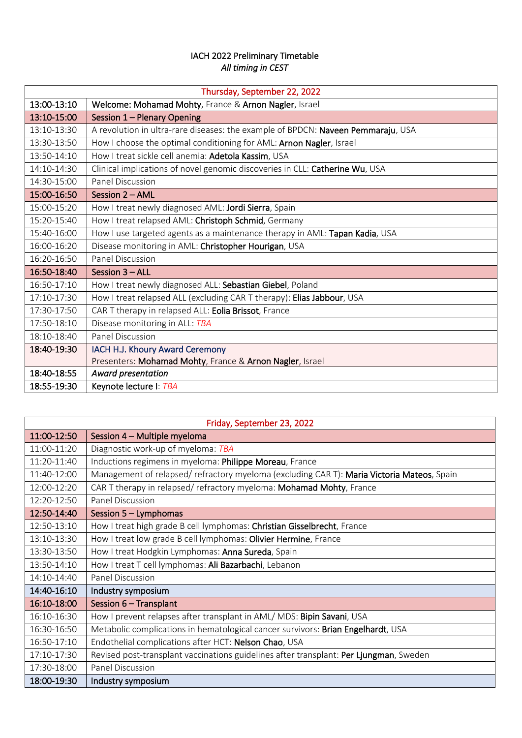IACH 2022 Preliminary Timetable

*All timing in CEST*

| Thursday, September 22, 2022 | |
|---|---|
| **13:00-13:10** | **Welcome: Mohamad Mohty**, France & **Arnon Nagler**, Israel |
| **13:10-15:00** | **Session 1 – Plenary Opening** |
| 13:10-13:30 | A revolution in ultra-rare diseases: the example of BPDCN: **Naveen Pemmaraju**, USA |
| 13:30-13:50 | How I choose the optimal conditioning for AML: **Arnon Nagler**, Israel |
| 13:50-14:10 | How I treat sickle cell anemia: **Adetola Kassim**, USA |
| 14:10-14:30 | Clinical implications of novel genomic discoveries in CLL: **Catherine Wu**, USA |
| 14:30-15:00 | Panel Discussion |
| **15:00-16:50** | **Session 2 – AML** |
| 15:00-15:20 | How I treat newly diagnosed AML: **Jordi Sierra**, Spain |
| 15:20-15:40 | How I treat relapsed AML: **Christoph Schmid**, Germany |
| 15:40-16:00 | How I use targeted agents as a maintenance therapy in AML: **Tapan Kadia**, USA |
| 16:00-16:20 | Disease monitoring in AML: **Christopher Hourigan**, USA |
| 16:20-16:50 | Panel Discussion |
| **16:50-18:40** | **Session 3 – ALL** |
| 16:50-17:10 | How I treat newly diagnosed ALL: **Sebastian Giebel**, Poland |
| 17:10-17:30 | How I treat relapsed ALL (excluding CAR T therapy): **Elias Jabbour**, USA |
| 17:30-17:50 | CAR T therapy in relapsed ALL: **Eolia Brissot**, France |
| 17:50-18:10 | Disease monitoring in ALL: *TBA* |
| 18:10-18:40 | Panel Discussion |
| **18:40-19:30** | IACH H.J. Khoury Award Ceremony<br>Presenters: **Mohamad Mohty**, France & **Arnon Nagler**, Israel |
| **18:40-18:55** | *Award presentation* |
| **18:55-19:30** | Keynote lecture I: *TBA* |

| Friday, September 23, 2022 | |
|---|---|
| **11:00-12:50** | **Session 4 – Multiple myeloma** |
| 11:00-11:20 | Diagnostic work-up of myeloma: *TBA* |
| 11:20-11:40 | Inductions regimens in myeloma: **Philippe Moreau**, France |
| 11:40-12:00 | Management of relapsed/ refractory myeloma (excluding CAR T): **Maria Victoria Mateos**, Spain |
| 12:00-12:20 | CAR T therapy in relapsed/ refractory myeloma: **Mohamad Mohty**, France |
| 12:20-12:50 | Panel Discussion |
| **12:50-14:40** | **Session 5 – Lymphomas** |
| 12:50-13:10 | How I treat high grade B cell lymphomas: **Christian Gisselbrecht**, France |
| 13:10-13:30 | How I treat low grade B cell lymphomas: **Olivier Hermine**, France |
| 13:30-13:50 | How I treat Hodgkin Lymphomas: **Anna Sureda**, Spain |
| 13:50-14:10 | How I treat T cell lymphomas: **Ali Bazarbachi**, Lebanon |
| 14:10-14:40 | Panel Discussion |
| **14:40-16:10** | **Industry symposium** |
| **16:10-18:00** | **Session 6 – Transplant** |
| 16:10-16:30 | How I prevent relapses after transplant in AML/ MDS: **Bipin Savani**, USA |
| 16:30-16:50 | Metabolic complications in hematological cancer survivors: **Brian Engelhardt**, USA |
| 16:50-17:10 | Endothelial complications after HCT: **Nelson Chao**, USA |
| 17:10-17:30 | Revised post-transplant vaccinations guidelines after transplant: **Per Ljungman**, Sweden |
| 17:30-18:00 | Panel Discussion |
| **18:00-19:30** | **Industry symposium** |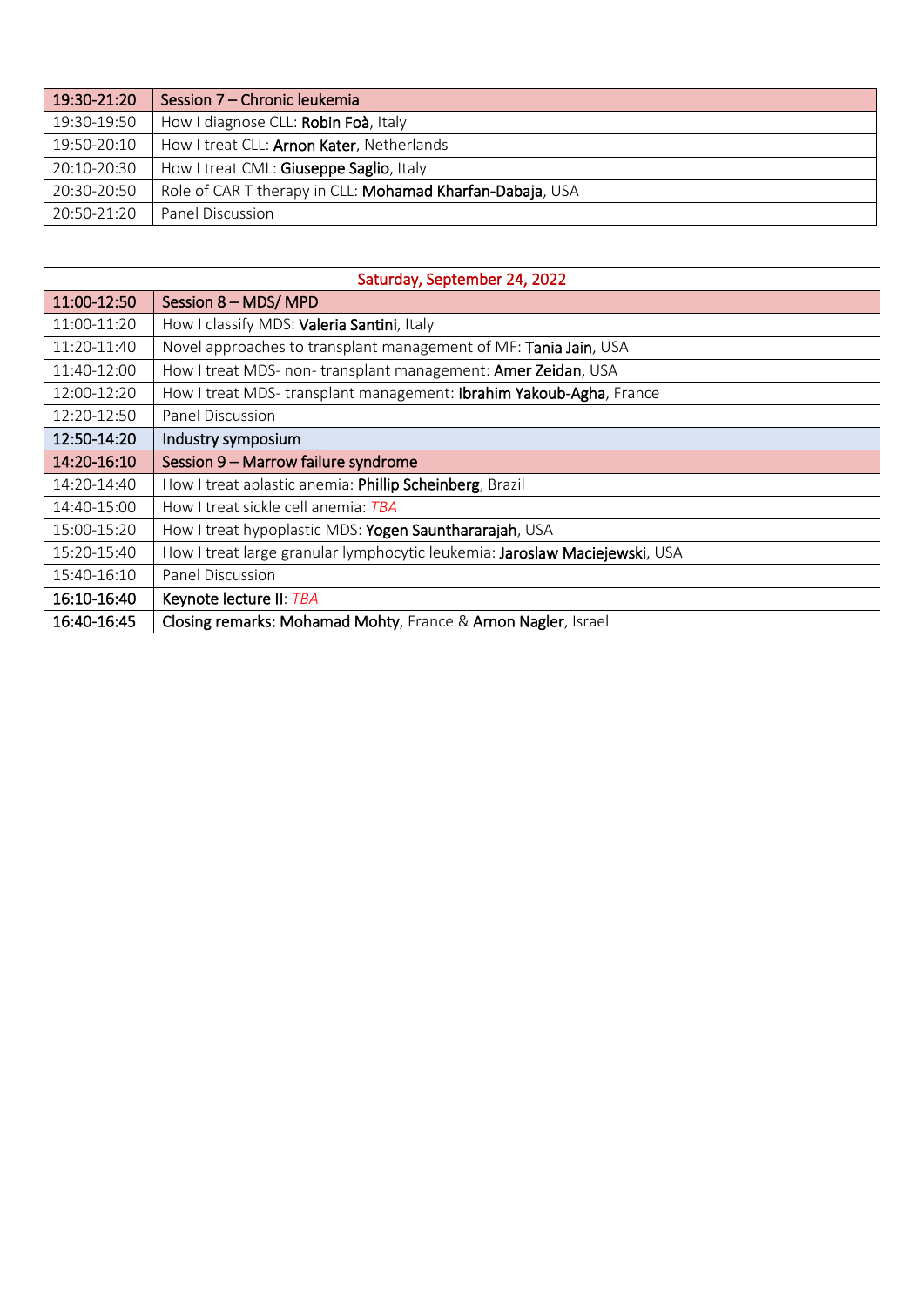| | |
|---|---|
| 19:30-21:20 | Session 7 – Chronic leukemia |
| 19:30-19:50 | How I diagnose CLL: **Robin Foà**, Italy |
| 19:50-20:10 | How I treat CLL: **Arnon Kater**, Netherlands |
| 20:10-20:30 | How I treat CML: **Giuseppe Saglio**, Italy |
| 20:30-20:50 | Role of CAR T therapy in CLL: **Mohamad Kharfan-Dabaja**, USA |
| 20:50-21:20 | Panel Discussion |

| Saturday, September 24, 2022 | |
|---|---|
| 11:00-12:50 | Session 8 – MDS/ MPD |
| 11:00-11:20 | How I classify MDS: **Valeria Santini**, Italy |
| 11:20-11:40 | Novel approaches to transplant management of MF: **Tania Jain**, USA |
| 11:40-12:00 | How I treat MDS- non- transplant management: **Amer Zeidan**, USA |
| 12:00-12:20 | How I treat MDS- transplant management: **Ibrahim Yakoub-Agha**, France |
| 12:20-12:50 | Panel Discussion |
| 12:50-14:20 | Industry symposium |
| 14:20-16:10 | Session 9 – Marrow failure syndrome |
| 14:20-14:40 | How I treat aplastic anemia: **Phillip Scheinberg**, Brazil |
| 14:40-15:00 | How I treat sickle cell anemia: *TBA* |
| 15:00-15:20 | How I treat hypoplastic MDS: **Yogen Saunthararajah**, USA |
| 15:20-15:40 | How I treat large granular lymphocytic leukemia: **Jaroslaw Maciejewski**, USA |
| 15:40-16:10 | Panel Discussion |
| **16:10-16:40** | **Keynote lecture II**: *TBA* |
| **16:40-16:45** | **Closing remarks: Mohamad Mohty**, France & **Arnon Nagler**, Israel |